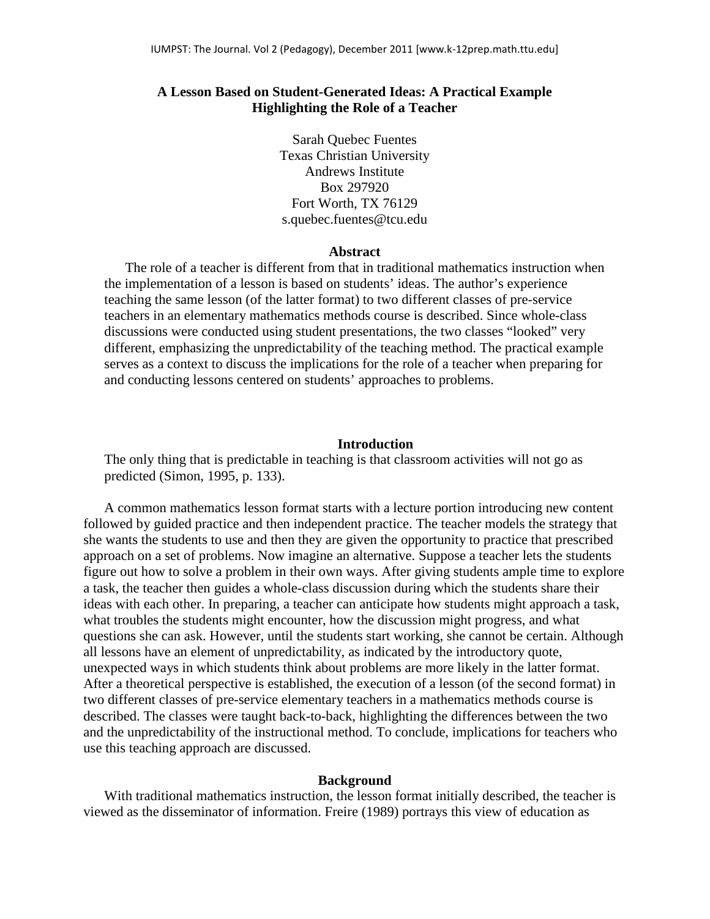# A Lesson Based on Student-Generated Ideas: A Practical Example Highlighting the Role of a Teacher

Sarah Quebec Fuentes
Texas Christian University
Andrews Institute
Box 297920
Fort Worth, TX 76129
s.quebec.fuentes@tcu.edu

## Abstract

The role of a teacher is different from that in traditional mathematics instruction when the implementation of a lesson is based on students' ideas. The author's experience teaching the same lesson (of the latter format) to two different classes of pre-service teachers in an elementary mathematics methods course is described. Since whole-class discussions were conducted using student presentations, the two classes "looked" very different, emphasizing the unpredictability of the teaching method. The practical example serves as a context to discuss the implications for the role of a teacher when preparing for and conducting lessons centered on students' approaches to problems.

## Introduction

The only thing that is predictable in teaching is that classroom activities will not go as predicted (Simon, 1995, p. 133).

A common mathematics lesson format starts with a lecture portion introducing new content followed by guided practice and then independent practice. The teacher models the strategy that she wants the students to use and then they are given the opportunity to practice that prescribed approach on a set of problems. Now imagine an alternative. Suppose a teacher lets the students figure out how to solve a problem in their own ways. After giving students ample time to explore a task, the teacher then guides a whole-class discussion during which the students share their ideas with each other. In preparing, a teacher can anticipate how students might approach a task, what troubles the students might encounter, how the discussion might progress, and what questions she can ask. However, until the students start working, she cannot be certain. Although all lessons have an element of unpredictability, as indicated by the introductory quote, unexpected ways in which students think about problems are more likely in the latter format. After a theoretical perspective is established, the execution of a lesson (of the second format) in two different classes of pre-service elementary teachers in a mathematics methods course is described. The classes were taught back-to-back, highlighting the differences between the two and the unpredictability of the instructional method. To conclude, implications for teachers who use this teaching approach are discussed.

## Background

With traditional mathematics instruction, the lesson format initially described, the teacher is viewed as the disseminator of information. Freire (1989) portrays this view of education as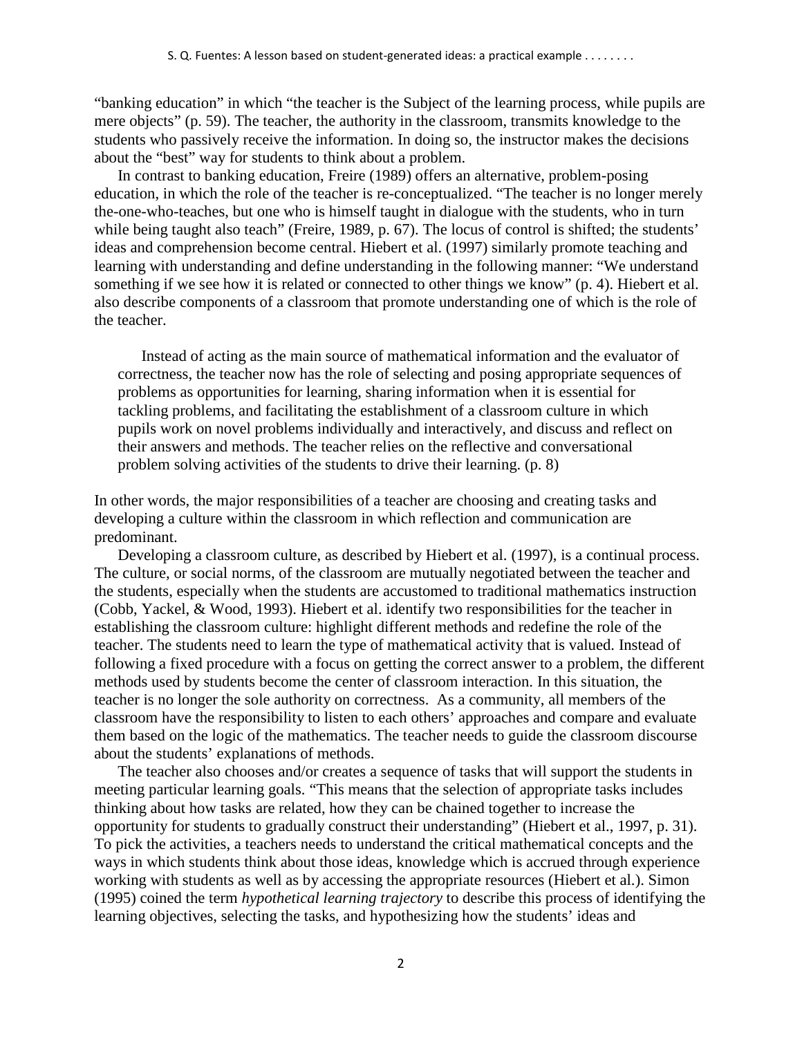"banking education" in which "the teacher is the Subject of the learning process, while pupils are mere objects" (p. 59). The teacher, the authority in the classroom, transmits knowledge to the students who passively receive the information. In doing so, the instructor makes the decisions about the "best" way for students to think about a problem.

In contrast to banking education, Freire (1989) offers an alternative, problem-posing education, in which the role of the teacher is re-conceptualized. "The teacher is no longer merely the-one-who-teaches, but one who is himself taught in dialogue with the students, who in turn while being taught also teach" (Freire, 1989, p. 67). The locus of control is shifted; the students' ideas and comprehension become central. Hiebert et al. (1997) similarly promote teaching and learning with understanding and define understanding in the following manner: "We understand something if we see how it is related or connected to other things we know" (p. 4). Hiebert et al. also describe components of a classroom that promote understanding one of which is the role of the teacher.

> Instead of acting as the main source of mathematical information and the evaluator of correctness, the teacher now has the role of selecting and posing appropriate sequences of problems as opportunities for learning, sharing information when it is essential for tackling problems, and facilitating the establishment of a classroom culture in which pupils work on novel problems individually and interactively, and discuss and reflect on their answers and methods. The teacher relies on the reflective and conversational problem solving activities of the students to drive their learning. (p. 8)

In other words, the major responsibilities of a teacher are choosing and creating tasks and developing a culture within the classroom in which reflection and communication are predominant.

Developing a classroom culture, as described by Hiebert et al. (1997), is a continual process. The culture, or social norms, of the classroom are mutually negotiated between the teacher and the students, especially when the students are accustomed to traditional mathematics instruction (Cobb, Yackel, & Wood, 1993). Hiebert et al. identify two responsibilities for the teacher in establishing the classroom culture: highlight different methods and redefine the role of the teacher. The students need to learn the type of mathematical activity that is valued. Instead of following a fixed procedure with a focus on getting the correct answer to a problem, the different methods used by students become the center of classroom interaction. In this situation, the teacher is no longer the sole authority on correctness. As a community, all members of the classroom have the responsibility to listen to each others' approaches and compare and evaluate them based on the logic of the mathematics. The teacher needs to guide the classroom discourse about the students' explanations of methods.

The teacher also chooses and/or creates a sequence of tasks that will support the students in meeting particular learning goals. "This means that the selection of appropriate tasks includes thinking about how tasks are related, how they can be chained together to increase the opportunity for students to gradually construct their understanding" (Hiebert et al., 1997, p. 31). To pick the activities, a teachers needs to understand the critical mathematical concepts and the ways in which students think about those ideas, knowledge which is accrued through experience working with students as well as by accessing the appropriate resources (Hiebert et al.). Simon (1995) coined the term *hypothetical learning trajectory* to describe this process of identifying the learning objectives, selecting the tasks, and hypothesizing how the students' ideas and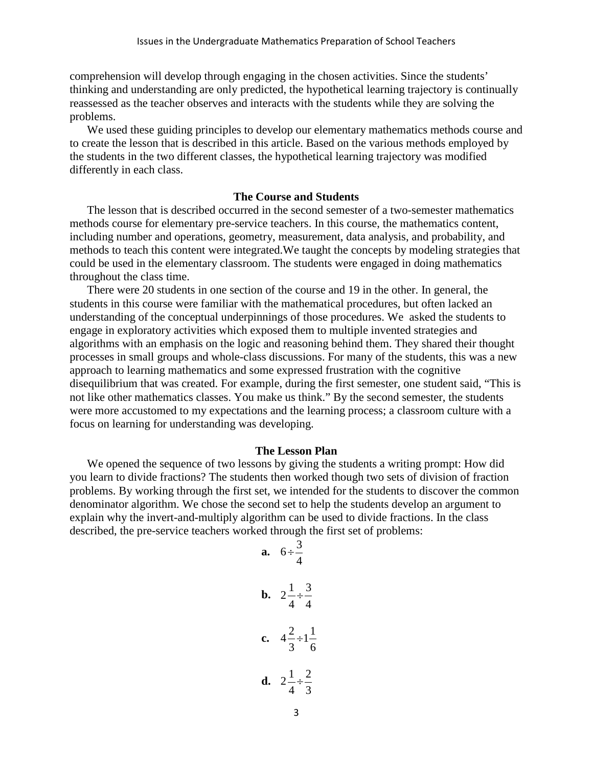comprehension will develop through engaging in the chosen activities. Since the students' thinking and understanding are only predicted, the hypothetical learning trajectory is continually reassessed as the teacher observes and interacts with the students while they are solving the problems.

We used these guiding principles to develop our elementary mathematics methods course and to create the lesson that is described in this article. Based on the various methods employed by the students in the two different classes, the hypothetical learning trajectory was modified differently in each class.

## The Course and Students

The lesson that is described occurred in the second semester of a two-semester mathematics methods course for elementary pre-service teachers. In this course, the mathematics content, including number and operations, geometry, measurement, data analysis, and probability, and methods to teach this content were integrated.We taught the concepts by modeling strategies that could be used in the elementary classroom. The students were engaged in doing mathematics throughout the class time.

There were 20 students in one section of the course and 19 in the other. In general, the students in this course were familiar with the mathematical procedures, but often lacked an understanding of the conceptual underpinnings of those procedures. We asked the students to engage in exploratory activities which exposed them to multiple invented strategies and algorithms with an emphasis on the logic and reasoning behind them. They shared their thought processes in small groups and whole-class discussions. For many of the students, this was a new approach to learning mathematics and some expressed frustration with the cognitive disequilibrium that was created. For example, during the first semester, one student said, "This is not like other mathematics classes. You make us think." By the second semester, the students were more accustomed to my expectations and the learning process; a classroom culture with a focus on learning for understanding was developing.

## The Lesson Plan

We opened the sequence of two lessons by giving the students a writing prompt: How did you learn to divide fractions? The students then worked though two sets of division of fraction problems. By working through the first set, we intended for the students to discover the common denominator algorithm. We chose the second set to help the students develop an argument to explain why the invert-and-multiply algorithm can be used to divide fractions. In the class described, the pre-service teachers worked through the first set of problems:

**a.** $6 \div \frac{3}{4}$

**b.** $2\frac{1}{4} \div \frac{3}{4}$

**c.** $4\frac{2}{3} \div 1\frac{1}{6}$

**d.** $2\frac{1}{4} \div \frac{2}{3}$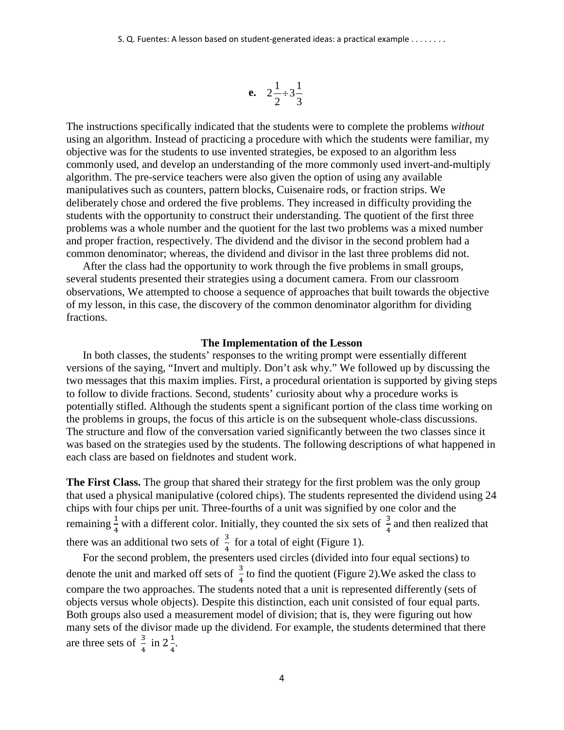**e.** $2\frac{1}{2} \div 3\frac{1}{3}$

The instructions specifically indicated that the students were to complete the problems *without* using an algorithm. Instead of practicing a procedure with which the students were familiar, my objective was for the students to use invented strategies, be exposed to an algorithm less commonly used, and develop an understanding of the more commonly used invert-and-multiply algorithm. The pre-service teachers were also given the option of using any available manipulatives such as counters, pattern blocks, Cuisenaire rods, or fraction strips. We deliberately chose and ordered the five problems. They increased in difficulty providing the students with the opportunity to construct their understanding. The quotient of the first three problems was a whole number and the quotient for the last two problems was a mixed number and proper fraction, respectively. The dividend and the divisor in the second problem had a common denominator; whereas, the dividend and divisor in the last three problems did not.

After the class had the opportunity to work through the five problems in small groups, several students presented their strategies using a document camera. From our classroom observations, We attempted to choose a sequence of approaches that built towards the objective of my lesson, in this case, the discovery of the common denominator algorithm for dividing fractions.

## The Implementation of the Lesson

In both classes, the students' responses to the writing prompt were essentially different versions of the saying, "Invert and multiply. Don't ask why." We followed up by discussing the two messages that this maxim implies. First, a procedural orientation is supported by giving steps to follow to divide fractions. Second, students' curiosity about why a procedure works is potentially stifled. Although the students spent a significant portion of the class time working on the problems in groups, the focus of this article is on the subsequent whole-class discussions. The structure and flow of the conversation varied significantly between the two classes since it was based on the strategies used by the students. The following descriptions of what happened in each class are based on fieldnotes and student work.

**The First Class.** The group that shared their strategy for the first problem was the only group that used a physical manipulative (colored chips). The students represented the dividend using 24 chips with four chips per unit. Three-fourths of a unit was signified by one color and the remaining $\frac{1}{4}$ with a different color. Initially, they counted the six sets of $\frac{3}{4}$ and then realized that there was an additional two sets of $\frac{3}{4}$ for a total of eight (Figure 1).

For the second problem, the presenters used circles (divided into four equal sections) to denote the unit and marked off sets of $\frac{3}{4}$ to find the quotient (Figure 2).We asked the class to compare the two approaches. The students noted that a unit is represented differently (sets of objects versus whole objects). Despite this distinction, each unit consisted of four equal parts. Both groups also used a measurement model of division; that is, they were figuring out how many sets of the divisor made up the dividend. For example, the students determined that there are three sets of $\frac{3}{4}$ in $2\frac{1}{4}$.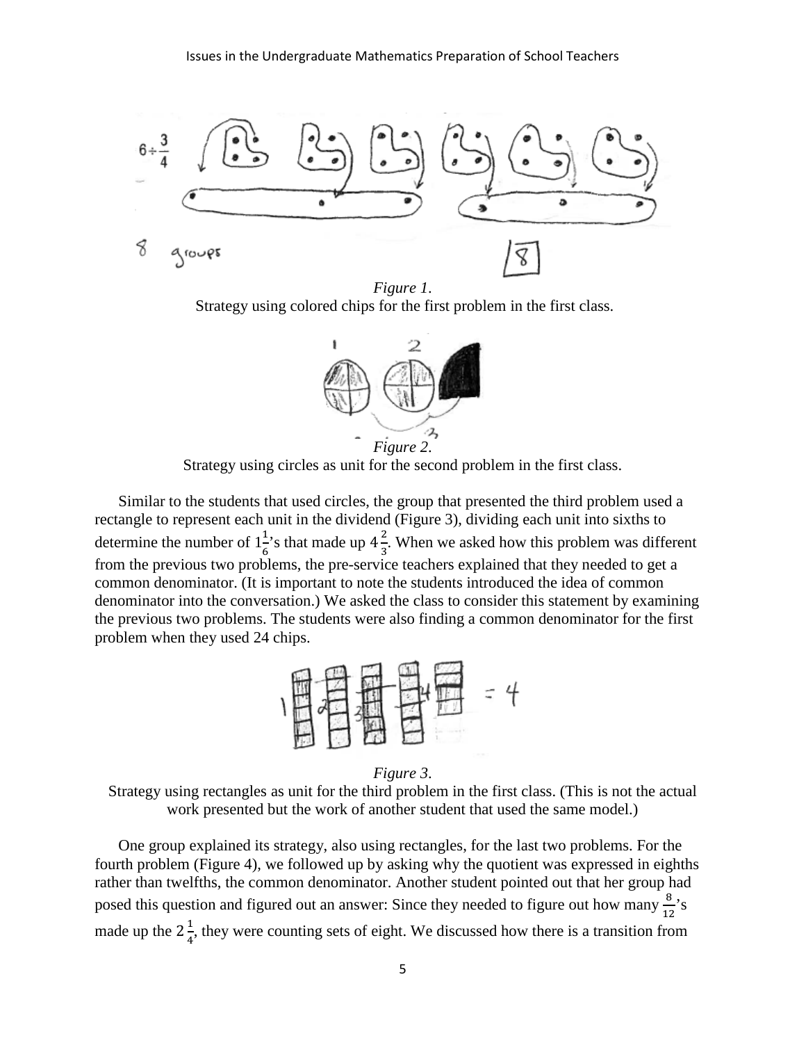*Figure 1*.
Strategy using colored chips for the first problem in the first class.

*Figure 2*.
Strategy using circles as unit for the second problem in the first class.

Similar to the students that used circles, the group that presented the third problem used a rectangle to represent each unit in the dividend (Figure 3), dividing each unit into sixths to determine the number of $1\frac{1}{6}$'s that made up $4\frac{2}{3}$. When we asked how this problem was different from the previous two problems, the pre-service teachers explained that they needed to get a common denominator. (It is important to note the students introduced the idea of common denominator into the conversation.) We asked the class to consider this statement by examining the previous two problems. The students were also finding a common denominator for the first problem when they used 24 chips.

*Figure 3*.
Strategy using rectangles as unit for the third problem in the first class. (This is not the actual work presented but the work of another student that used the same model.)

One group explained its strategy, also using rectangles, for the last two problems. For the fourth problem (Figure 4), we followed up by asking why the quotient was expressed in eighths rather than twelfths, the common denominator. Another student pointed out that her group had posed this question and figured out an answer: Since they needed to figure out how many $\frac{8}{12}$'s made up the $2\frac{1}{4}$, they were counting sets of eight. We discussed how there is a transition from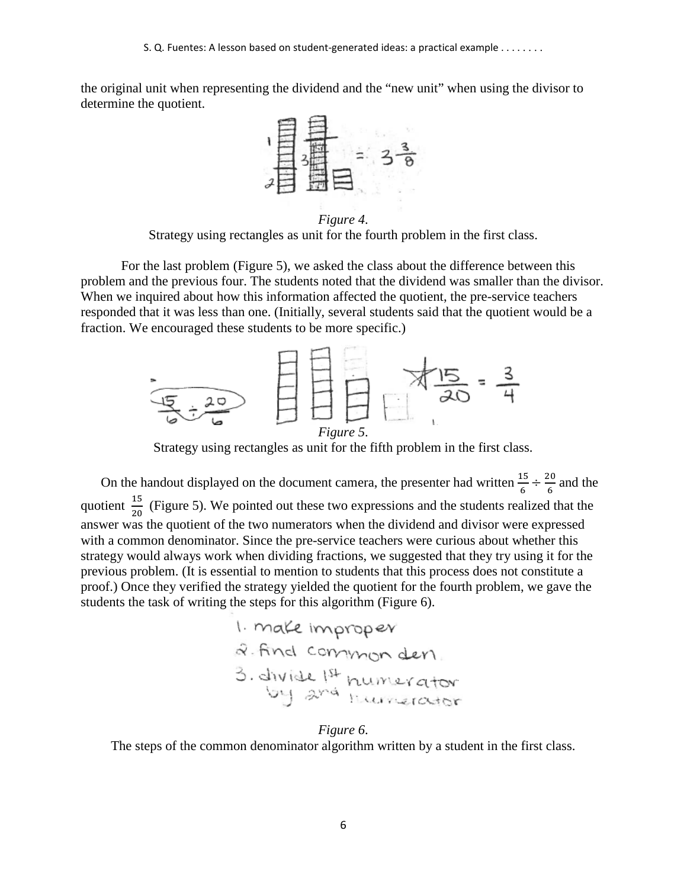the original unit when representing the dividend and the "new unit" when using the divisor to determine the quotient.

*Figure 4*.
Strategy using rectangles as unit for the fourth problem in the first class.

For the last problem (Figure 5), we asked the class about the difference between this problem and the previous four. The students noted that the dividend was smaller than the divisor. When we inquired about how this information affected the quotient, the pre-service teachers responded that it was less than one. (Initially, several students said that the quotient would be a fraction. We encouraged these students to be more specific.)

*Figure 5*.
Strategy using rectangles as unit for the fifth problem in the first class.

On the handout displayed on the document camera, the presenter had written $\frac{15}{6} \div \frac{20}{6}$ and the quotient $\frac{15}{20}$ (Figure 5). We pointed out these two expressions and the students realized that the answer was the quotient of the two numerators when the dividend and divisor were expressed with a common denominator. Since the pre-service teachers were curious about whether this strategy would always work when dividing fractions, we suggested that they try using it for the previous problem. (It is essential to mention to students that this process does not constitute a proof.) Once they verified the strategy yielded the quotient for the fourth problem, we gave the students the task of writing the steps for this algorithm (Figure 6).

*Figure 6*.
The steps of the common denominator algorithm written by a student in the first class.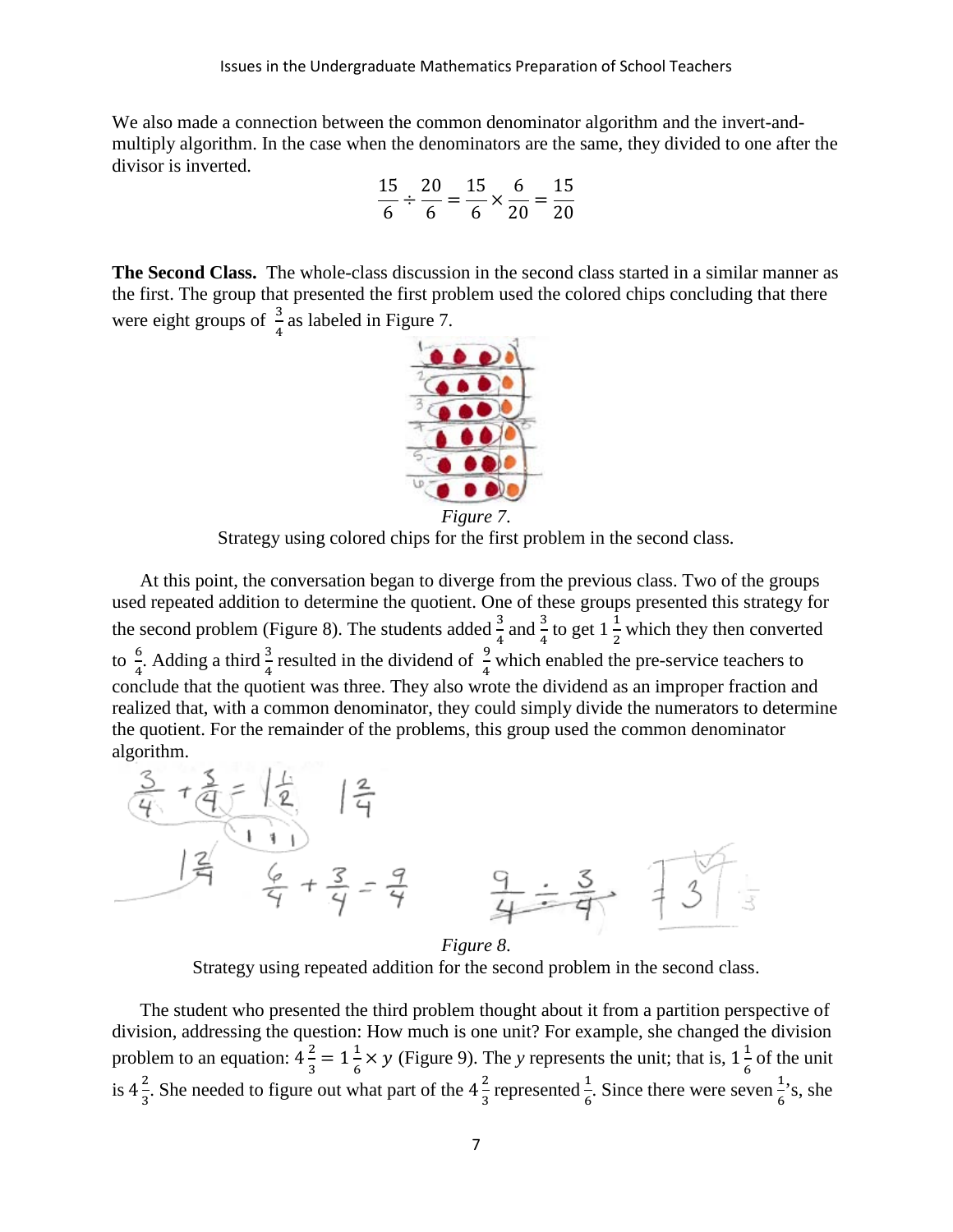We also made a connection between the common denominator algorithm and the invert-and-multiply algorithm. In the case when the denominators are the same, they divided to one after the divisor is inverted.

$$\frac{15}{6} \div \frac{20}{6} = \frac{15}{6} \times \frac{6}{20} = \frac{15}{20}$$

**The Second Class.** The whole-class discussion in the second class started in a similar manner as the first. The group that presented the first problem used the colored chips concluding that there were eight groups of $\frac{3}{4}$ as labeled in Figure 7.

*Figure 7*.

Strategy using colored chips for the first problem in the second class.

At this point, the conversation began to diverge from the previous class. Two of the groups used repeated addition to determine the quotient. One of these groups presented this strategy for the second problem (Figure 8). The students added $\frac{3}{4}$ and $\frac{3}{4}$ to get $1\frac{1}{2}$ which they then converted to $\frac{6}{4}$. Adding a third $\frac{3}{4}$ resulted in the dividend of $\frac{9}{4}$ which enabled the pre-service teachers to conclude that the quotient was three. They also wrote the dividend as an improper fraction and realized that, with a common denominator, they could simply divide the numerators to determine the quotient. For the remainder of the problems, this group used the common denominator algorithm.

*Figure 8*.

Strategy using repeated addition for the second problem in the second class.

The student who presented the third problem thought about it from a partition perspective of division, addressing the question: How much is one unit? For example, she changed the division problem to an equation: $4\frac{2}{3} = 1\frac{1}{6} \times y$ (Figure 9). The *y* represents the unit; that is, $1\frac{1}{6}$ of the unit is $4\frac{2}{3}$. She needed to figure out what part of the $4\frac{2}{3}$ represented $\frac{1}{6}$. Since there were seven $\frac{1}{6}$'s, she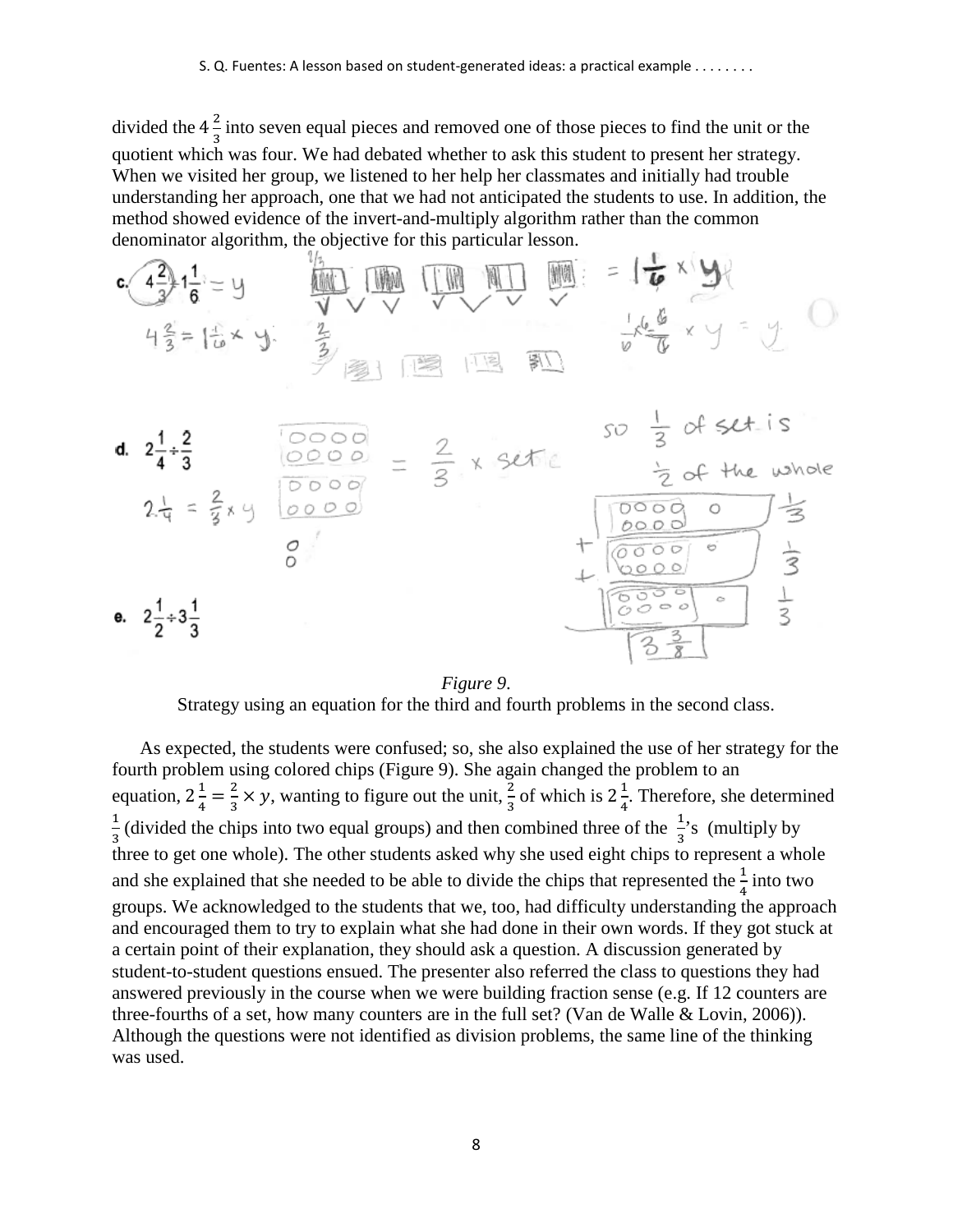divided the $4\frac{2}{3}$ into seven equal pieces and removed one of those pieces to find the unit or the quotient which was four. We had debated whether to ask this student to present her strategy. When we visited her group, we listened to her help her classmates and initially had trouble understanding her approach, one that we had not anticipated the students to use. In addition, the method showed evidence of the invert-and-multiply algorithm rather than the common denominator algorithm, the objective for this particular lesson.

*Figure 9.*
Strategy using an equation for the third and fourth problems in the second class.

As expected, the students were confused; so, she also explained the use of her strategy for the fourth problem using colored chips (Figure 9). She again changed the problem to an equation, $2\frac{1}{4} = \frac{2}{3} \times y$, wanting to figure out the unit, $\frac{2}{3}$ of which is $2\frac{1}{4}$. Therefore, she determined $\frac{1}{3}$ (divided the chips into two equal groups) and then combined three of the $\frac{1}{3}$'s (multiply by three to get one whole). The other students asked why she used eight chips to represent a whole and she explained that she needed to be able to divide the chips that represented the $\frac{1}{4}$ into two groups. We acknowledged to the students that we, too, had difficulty understanding the approach and encouraged them to try to explain what she had done in their own words. If they got stuck at a certain point of their explanation, they should ask a question. A discussion generated by student-to-student questions ensued. The presenter also referred the class to questions they had answered previously in the course when we were building fraction sense (e.g. If 12 counters are three-fourths of a set, how many counters are in the full set? (Van de Walle & Lovin, 2006)). Although the questions were not identified as division problems, the same line of the thinking was used.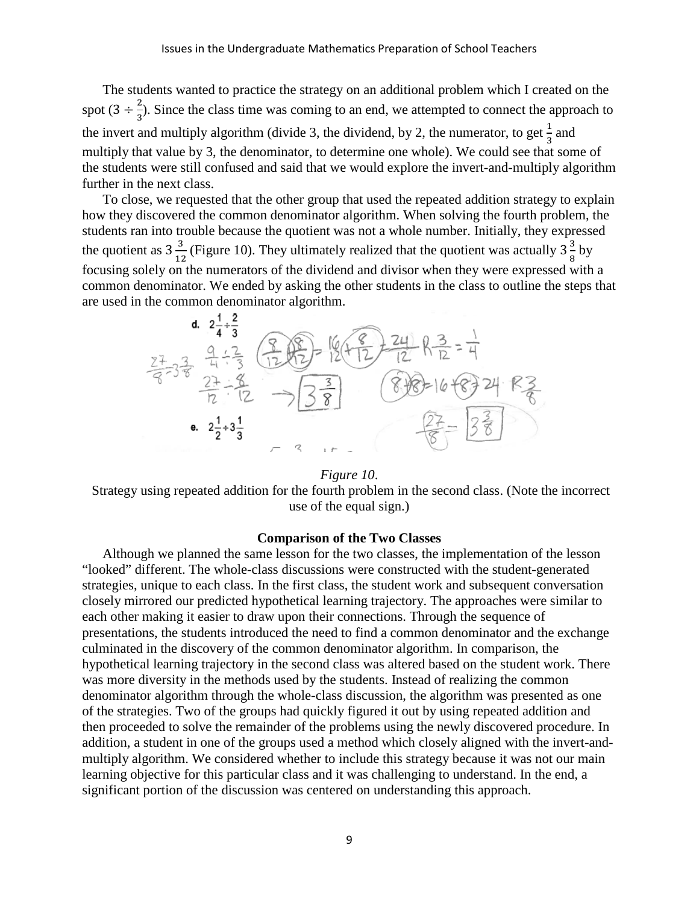The students wanted to practice the strategy on an additional problem which I created on the spot ($3 \div \frac{2}{3}$). Since the class time was coming to an end, we attempted to connect the approach to the invert and multiply algorithm (divide 3, the dividend, by 2, the numerator, to get $\frac{1}{3}$ and multiply that value by 3, the denominator, to determine one whole). We could see that some of the students were still confused and said that we would explore the invert-and-multiply algorithm further in the next class.

To close, we requested that the other group that used the repeated addition strategy to explain how they discovered the common denominator algorithm. When solving the fourth problem, the students ran into trouble because the quotient was not a whole number. Initially, they expressed the quotient as $3\frac{3}{12}$ (Figure 10). They ultimately realized that the quotient was actually $3\frac{3}{8}$ by focusing solely on the numerators of the dividend and divisor when they were expressed with a common denominator. We ended by asking the other students in the class to outline the steps that are used in the common denominator algorithm.

*Figure 10*.

Strategy using repeated addition for the fourth problem in the second class. (Note the incorrect use of the equal sign.)

**Comparison of the Two Classes**

Although we planned the same lesson for the two classes, the implementation of the lesson "looked" different. The whole-class discussions were constructed with the student-generated strategies, unique to each class. In the first class, the student work and subsequent conversation closely mirrored our predicted hypothetical learning trajectory. The approaches were similar to each other making it easier to draw upon their connections. Through the sequence of presentations, the students introduced the need to find a common denominator and the exchange culminated in the discovery of the common denominator algorithm. In comparison, the hypothetical learning trajectory in the second class was altered based on the student work. There was more diversity in the methods used by the students. Instead of realizing the common denominator algorithm through the whole-class discussion, the algorithm was presented as one of the strategies. Two of the groups had quickly figured it out by using repeated addition and then proceeded to solve the remainder of the problems using the newly discovered procedure. In addition, a student in one of the groups used a method which closely aligned with the invert-and-multiply algorithm. We considered whether to include this strategy because it was not our main learning objective for this particular class and it was challenging to understand. In the end, a significant portion of the discussion was centered on understanding this approach.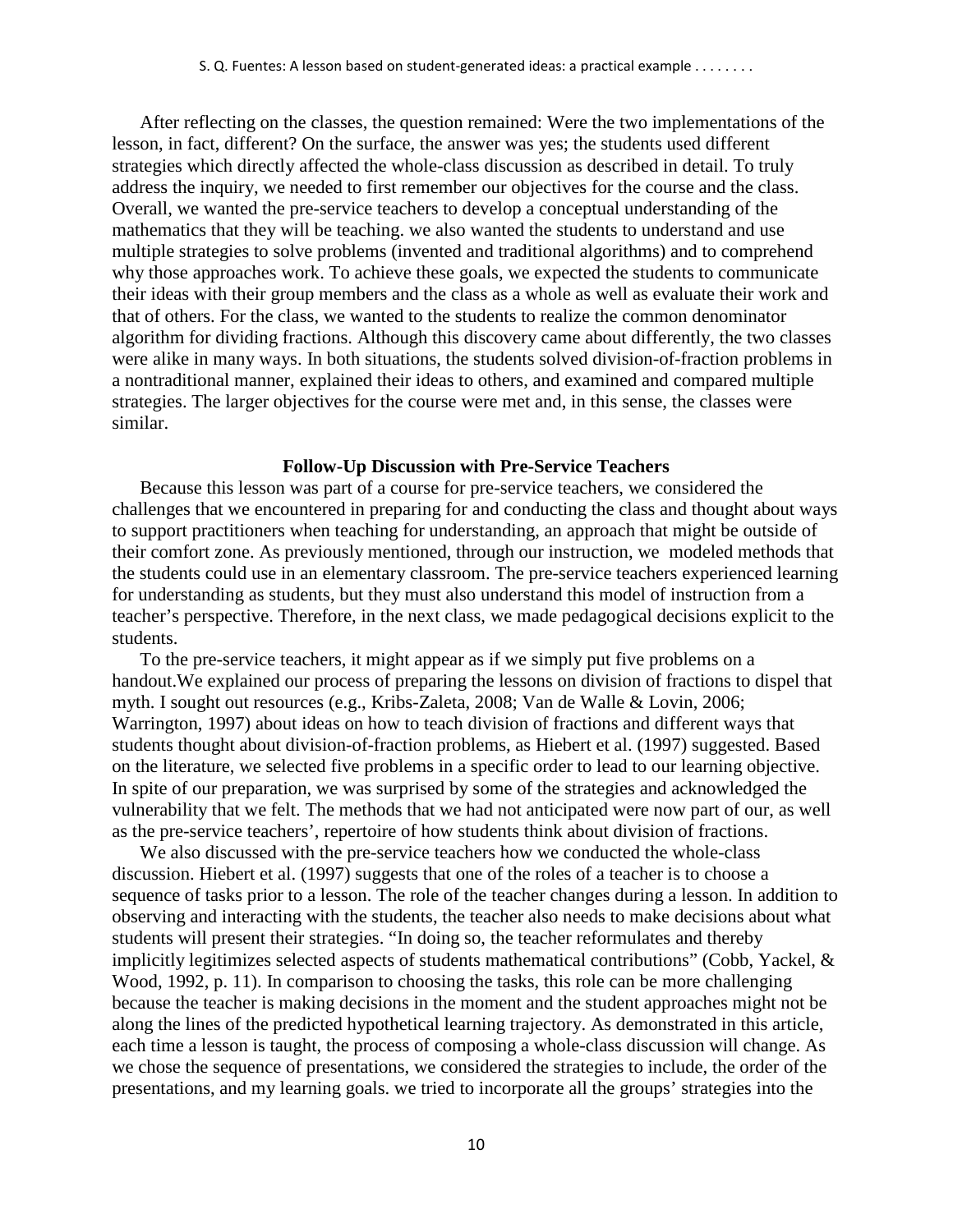After reflecting on the classes, the question remained: Were the two implementations of the lesson, in fact, different? On the surface, the answer was yes; the students used different strategies which directly affected the whole-class discussion as described in detail. To truly address the inquiry, we needed to first remember our objectives for the course and the class. Overall, we wanted the pre-service teachers to develop a conceptual understanding of the mathematics that they will be teaching. we also wanted the students to understand and use multiple strategies to solve problems (invented and traditional algorithms) and to comprehend why those approaches work. To achieve these goals, we expected the students to communicate their ideas with their group members and the class as a whole as well as evaluate their work and that of others. For the class, we wanted to the students to realize the common denominator algorithm for dividing fractions. Although this discovery came about differently, the two classes were alike in many ways. In both situations, the students solved division-of-fraction problems in a nontraditional manner, explained their ideas to others, and examined and compared multiple strategies. The larger objectives for the course were met and, in this sense, the classes were similar.

## Follow-Up Discussion with Pre-Service Teachers

Because this lesson was part of a course for pre-service teachers, we considered the challenges that we encountered in preparing for and conducting the class and thought about ways to support practitioners when teaching for understanding, an approach that might be outside of their comfort zone. As previously mentioned, through our instruction, we modeled methods that the students could use in an elementary classroom. The pre-service teachers experienced learning for understanding as students, but they must also understand this model of instruction from a teacher's perspective. Therefore, in the next class, we made pedagogical decisions explicit to the students.

To the pre-service teachers, it might appear as if we simply put five problems on a handout.We explained our process of preparing the lessons on division of fractions to dispel that myth. I sought out resources (e.g., Kribs-Zaleta, 2008; Van de Walle & Lovin, 2006; Warrington, 1997) about ideas on how to teach division of fractions and different ways that students thought about division-of-fraction problems, as Hiebert et al. (1997) suggested. Based on the literature, we selected five problems in a specific order to lead to our learning objective. In spite of our preparation, we was surprised by some of the strategies and acknowledged the vulnerability that we felt. The methods that we had not anticipated were now part of our, as well as the pre-service teachers', repertoire of how students think about division of fractions.

We also discussed with the pre-service teachers how we conducted the whole-class discussion. Hiebert et al. (1997) suggests that one of the roles of a teacher is to choose a sequence of tasks prior to a lesson. The role of the teacher changes during a lesson. In addition to observing and interacting with the students, the teacher also needs to make decisions about what students will present their strategies. "In doing so, the teacher reformulates and thereby implicitly legitimizes selected aspects of students mathematical contributions" (Cobb, Yackel, & Wood, 1992, p. 11). In comparison to choosing the tasks, this role can be more challenging because the teacher is making decisions in the moment and the student approaches might not be along the lines of the predicted hypothetical learning trajectory. As demonstrated in this article, each time a lesson is taught, the process of composing a whole-class discussion will change. As we chose the sequence of presentations, we considered the strategies to include, the order of the presentations, and my learning goals. we tried to incorporate all the groups' strategies into the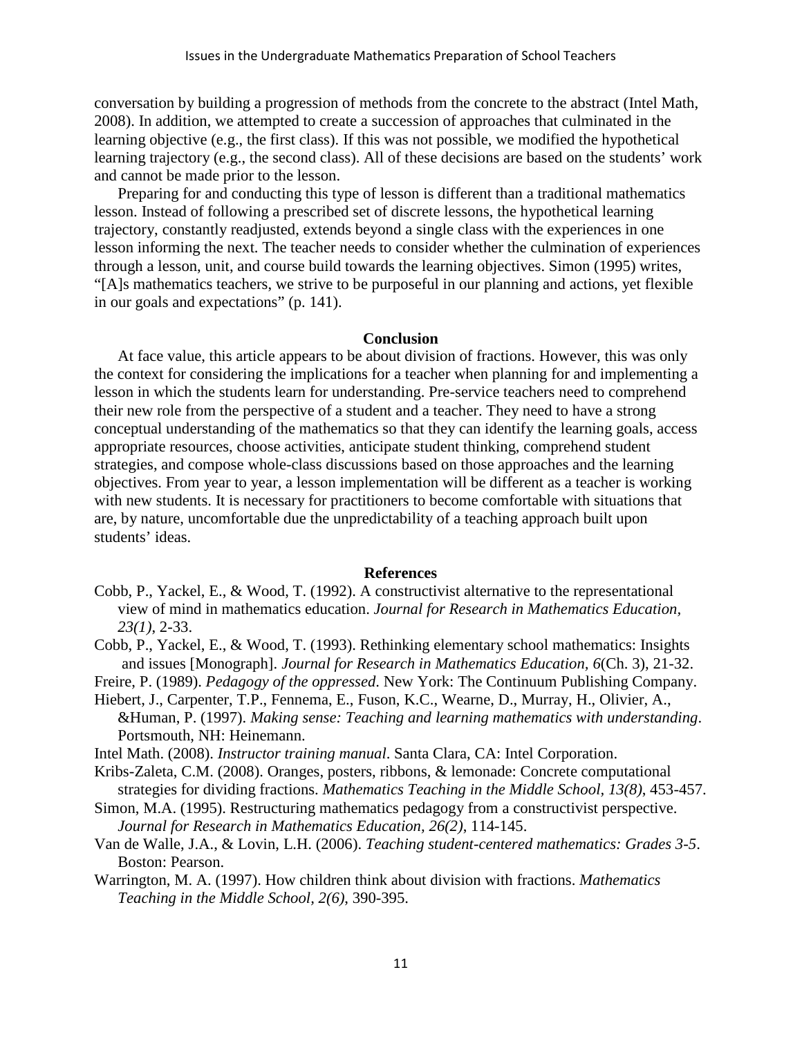conversation by building a progression of methods from the concrete to the abstract (Intel Math, 2008). In addition, we attempted to create a succession of approaches that culminated in the learning objective (e.g., the first class). If this was not possible, we modified the hypothetical learning trajectory (e.g., the second class). All of these decisions are based on the students' work and cannot be made prior to the lesson.

Preparing for and conducting this type of lesson is different than a traditional mathematics lesson. Instead of following a prescribed set of discrete lessons, the hypothetical learning trajectory, constantly readjusted, extends beyond a single class with the experiences in one lesson informing the next. The teacher needs to consider whether the culmination of experiences through a lesson, unit, and course build towards the learning objectives. Simon (1995) writes, "[A]s mathematics teachers, we strive to be purposeful in our planning and actions, yet flexible in our goals and expectations" (p. 141).

## Conclusion

At face value, this article appears to be about division of fractions. However, this was only the context for considering the implications for a teacher when planning for and implementing a lesson in which the students learn for understanding. Pre-service teachers need to comprehend their new role from the perspective of a student and a teacher. They need to have a strong conceptual understanding of the mathematics so that they can identify the learning goals, access appropriate resources, choose activities, anticipate student thinking, comprehend student strategies, and compose whole-class discussions based on those approaches and the learning objectives. From year to year, a lesson implementation will be different as a teacher is working with new students. It is necessary for practitioners to become comfortable with situations that are, by nature, uncomfortable due the unpredictability of a teaching approach built upon students' ideas.

## References

Cobb, P., Yackel, E., & Wood, T. (1992). A constructivist alternative to the representational view of mind in mathematics education. *Journal for Research in Mathematics Education, 23(1)*, 2-33.

Cobb, P., Yackel, E., & Wood, T. (1993). Rethinking elementary school mathematics: Insights and issues [Monograph]. *Journal for Research in Mathematics Education, 6*(Ch. 3), 21-32.

Freire, P. (1989). *Pedagogy of the oppressed*. New York: The Continuum Publishing Company.

Hiebert, J., Carpenter, T.P., Fennema, E., Fuson, K.C., Wearne, D., Murray, H., Olivier, A., &Human, P. (1997). *Making sense: Teaching and learning mathematics with understanding*. Portsmouth, NH: Heinemann.

Intel Math. (2008). *Instructor training manual*. Santa Clara, CA: Intel Corporation.

Kribs-Zaleta, C.M. (2008). Oranges, posters, ribbons, & lemonade: Concrete computational strategies for dividing fractions. *Mathematics Teaching in the Middle School, 13(8)*, 453-457.

Simon, M.A. (1995). Restructuring mathematics pedagogy from a constructivist perspective. *Journal for Research in Mathematics Education, 26(2)*, 114-145.

Van de Walle, J.A., & Lovin, L.H. (2006). *Teaching student-centered mathematics: Grades 3-5*. Boston: Pearson.

Warrington, M. A. (1997). How children think about division with fractions. *Mathematics Teaching in the Middle School, 2(6)*, 390-395.